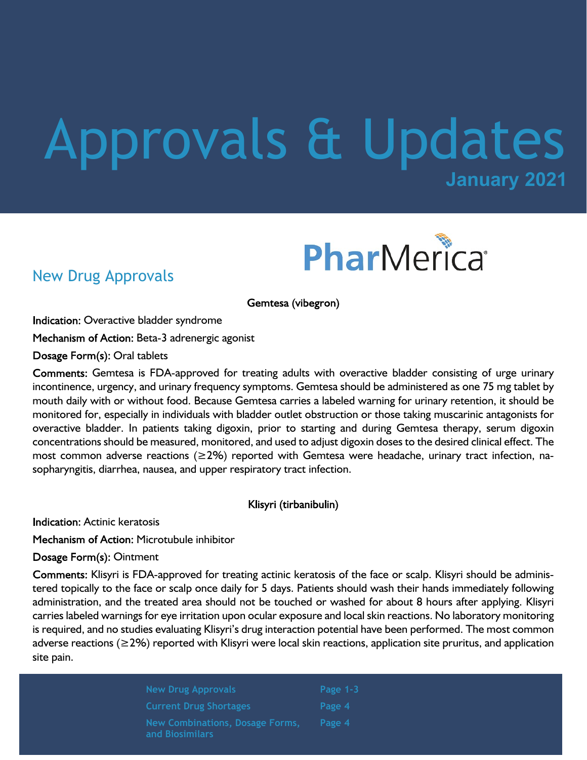# Approvals & Updates

**January 2021**

PharMerica

## New Drug Approvals

### Gemtesa (vibegron)

**Indication:** Overactive bladder syndrome

**Mechanism of Action:** Beta-3 adrenergic agonist

**Dosage Form(s):** Oral tablets

**Comments:** Gemtesa is FDA-approved for treating adults with overactive bladder consisting of urge urinary incontinence, urgency, and urinary frequency symptoms. Gemtesa should be administered as one 75 mg tablet by mouth daily with or without food. Because Gemtesa carries a labeled warning for urinary retention, it should be monitored for, especially in individuals with bladder outlet obstruction or those taking muscarinic antagonists for overactive bladder. In patients taking digoxin, prior to starting and during Gemtesa therapy, serum digoxin concentrations should be measured, monitored, and used to adjust digoxin doses to the desired clinical effect. The most common adverse reactions (≥2%) reported with Gemtesa were headache, urinary tract infection, nasopharyngitis, diarrhea, nausea, and upper respiratory tract infection.

### Klisyri (tirbanibulin)

**Indication:** Actinic keratosis

**Mechanism of Action:** Microtubule inhibitor

**Dosage Form(s):** Ointment

**Comments:** Klisyri is FDA-approved for treating actinic keratosis of the face or scalp. Klisyri should be administered topically to the face or scalp once daily for 5 days. Patients should wash their hands immediately following administration, and the treated area should not be touched or washed for about 8 hours after applying. Klisyri carries labeled warnings for eye irritation upon ocular exposure and local skin reactions. No laboratory monitoring is required, and no studies evaluating Klisyri's drug interaction potential have been performed. The most common adverse reactions (≥2%) reported with Klisyri were local skin reactions, application site pruritus, and application site pain.

| | |
|---|---|
| New Drug Approvals | Page 1-3 |
| Current Drug Shortages | Page 4 |
| New Combinations, Dosage Forms, and Biosimilars | Page 4 |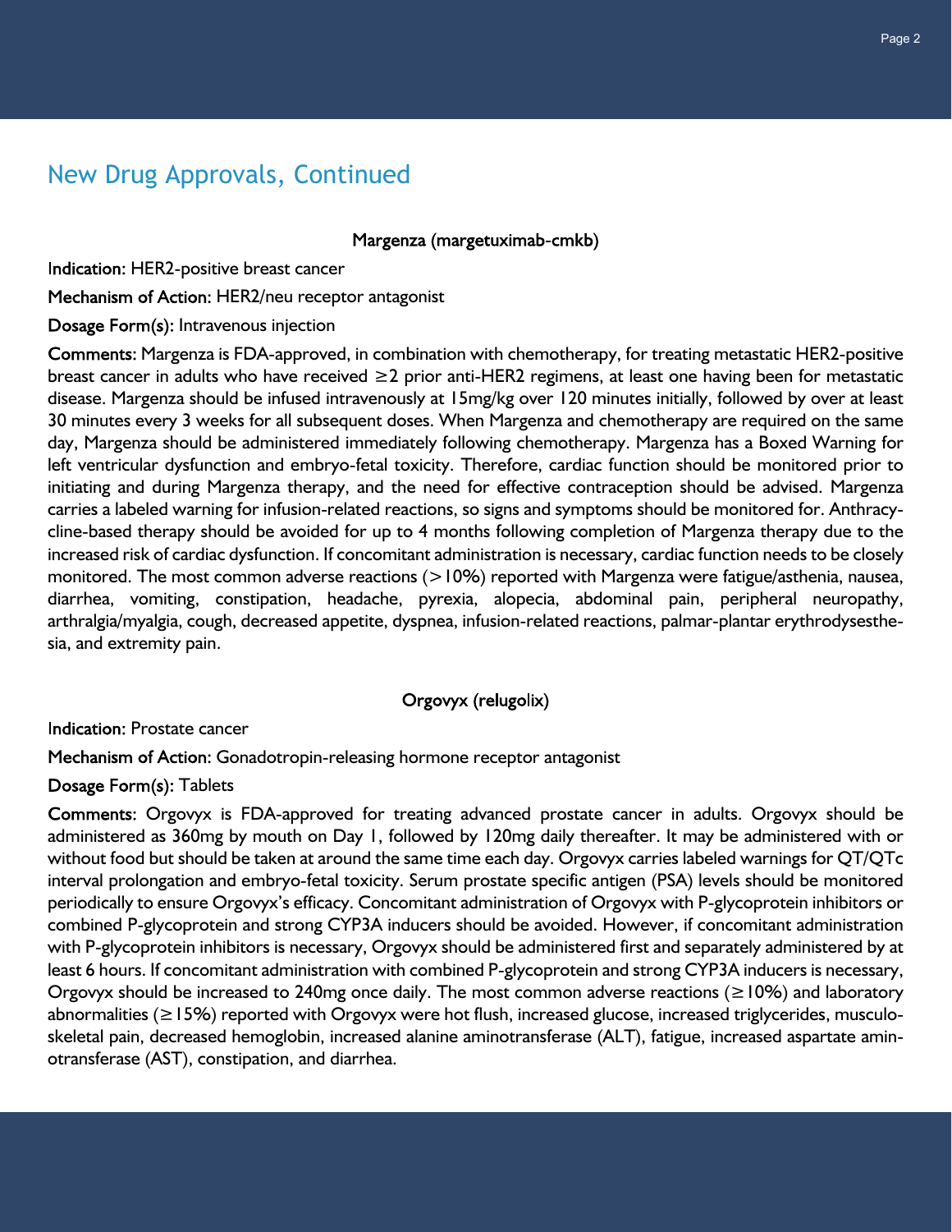## New Drug Approvals, Continued

### Margenza (margetuximab-cmkb)

**Indication:** HER2-positive breast cancer

**Mechanism of Action:** HER2/neu receptor antagonist

**Dosage Form(s):** Intravenous injection

**Comments**: Margenza is FDA-approved, in combination with chemotherapy, for treating metastatic HER2-positive breast cancer in adults who have received ≥2 prior anti-HER2 regimens, at least one having been for metastatic disease. Margenza should be infused intravenously at 15mg/kg over 120 minutes initially, followed by over at least 30 minutes every 3 weeks for all subsequent doses. When Margenza and chemotherapy are required on the same day, Margenza should be administered immediately following chemotherapy. Margenza has a Boxed Warning for left ventricular dysfunction and embryo-fetal toxicity. Therefore, cardiac function should be monitored prior to initiating and during Margenza therapy, and the need for effective contraception should be advised. Margenza carries a labeled warning for infusion-related reactions, so signs and symptoms should be monitored for. Anthracycline-based therapy should be avoided for up to 4 months following completion of Margenza therapy due to the increased risk of cardiac dysfunction. If concomitant administration is necessary, cardiac function needs to be closely monitored. The most common adverse reactions (>10%) reported with Margenza were fatigue/asthenia, nausea, diarrhea, vomiting, constipation, headache, pyrexia, alopecia, abdominal pain, peripheral neuropathy, arthralgia/myalgia, cough, decreased appetite, dyspnea, infusion-related reactions, palmar-plantar erythrodysesthesia, and extremity pain.

### Orgovyx (relugolix)

**Indication:** Prostate cancer

**Mechanism of Action:** Gonadotropin-releasing hormone receptor antagonist

**Dosage Form(s):** Tablets

**Comments**: Orgovyx is FDA-approved for treating advanced prostate cancer in adults. Orgovyx should be administered as 360mg by mouth on Day 1, followed by 120mg daily thereafter. It may be administered with or without food but should be taken at around the same time each day. Orgovyx carries labeled warnings for QT/QTc interval prolongation and embryo-fetal toxicity. Serum prostate specific antigen (PSA) levels should be monitored periodically to ensure Orgovyx's efficacy. Concomitant administration of Orgovyx with P-glycoprotein inhibitors or combined P-glycoprotein and strong CYP3A inducers should be avoided. However, if concomitant administration with P-glycoprotein inhibitors is necessary, Orgovyx should be administered first and separately administered by at least 6 hours. If concomitant administration with combined P-glycoprotein and strong CYP3A inducers is necessary, Orgovyx should be increased to 240mg once daily. The most common adverse reactions (≥10%) and laboratory abnormalities (≥15%) reported with Orgovyx were hot flush, increased glucose, increased triglycerides, musculoskeletal pain, decreased hemoglobin, increased alanine aminotransferase (ALT), fatigue, increased aspartate aminotransferase (AST), constipation, and diarrhea.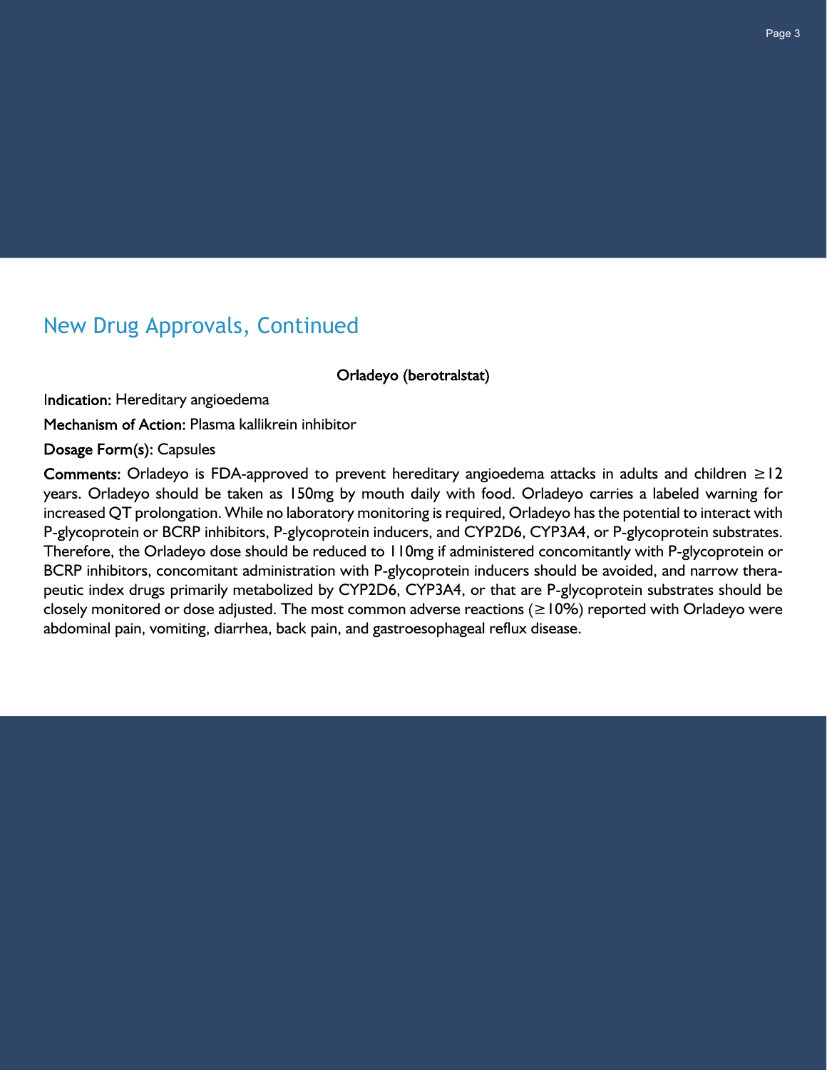## New Drug Approvals, Continued

**Orladeyo (berotralstat)**

**Indication:** Hereditary angioedema

**Mechanism of Action:** Plasma kallikrein inhibitor

**Dosage Form(s):** Capsules

**Comments:** Orladeyo is FDA-approved to prevent hereditary angioedema attacks in adults and children ≥12 years. Orladeyo should be taken as 150mg by mouth daily with food. Orladeyo carries a labeled warning for increased QT prolongation. While no laboratory monitoring is required, Orladeyo has the potential to interact with P-glycoprotein or BCRP inhibitors, P-glycoprotein inducers, and CYP2D6, CYP3A4, or P-glycoprotein substrates. Therefore, the Orladeyo dose should be reduced to 110mg if administered concomitantly with P-glycoprotein or BCRP inhibitors, concomitant administration with P-glycoprotein inducers should be avoided, and narrow therapeutic index drugs primarily metabolized by CYP2D6, CYP3A4, or that are P-glycoprotein substrates should be closely monitored or dose adjusted. The most common adverse reactions (≥10%) reported with Orladeyo were abdominal pain, vomiting, diarrhea, back pain, and gastroesophageal reflux disease.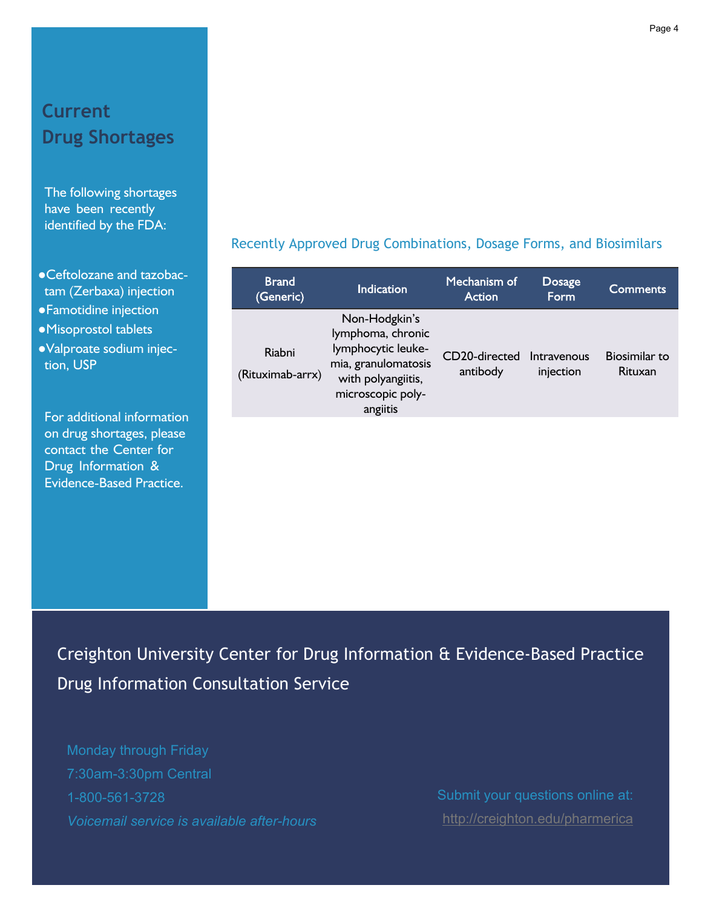## Current Drug Shortages

The following shortages have been recently identified by the FDA:

- Ceftolozane and tazobactam (Zerbaxa) injection
- Famotidine injection
- Misoprostol tablets
- Valproate sodium injection, USP

For additional information on drug shortages, please contact the Center for Drug Information & Evidence-Based Practice.

### Recently Approved Drug Combinations, Dosage Forms, and Biosimilars

| Brand (Generic) | Indication | Mechanism of Action | Dosage Form | Comments |
|---|---|---|---|---|
| Riabni (Rituximab-arrx) | Non-Hodgkin's lymphoma, chronic lymphocytic leukemia, granulomatosis with polyangiitis, microscopic polyangiitis | CD20-directed antibody | Intravenous injection | Biosimilar to Rituxan |

## Creighton University Center for Drug Information & Evidence-Based Practice
## Drug Information Consultation Service

Monday through Friday

7:30am-3:30pm Central

1-800-561-3728

*Voicemail service is available after-hours*

Submit your questions online at:

http://creighton.edu/pharmerica